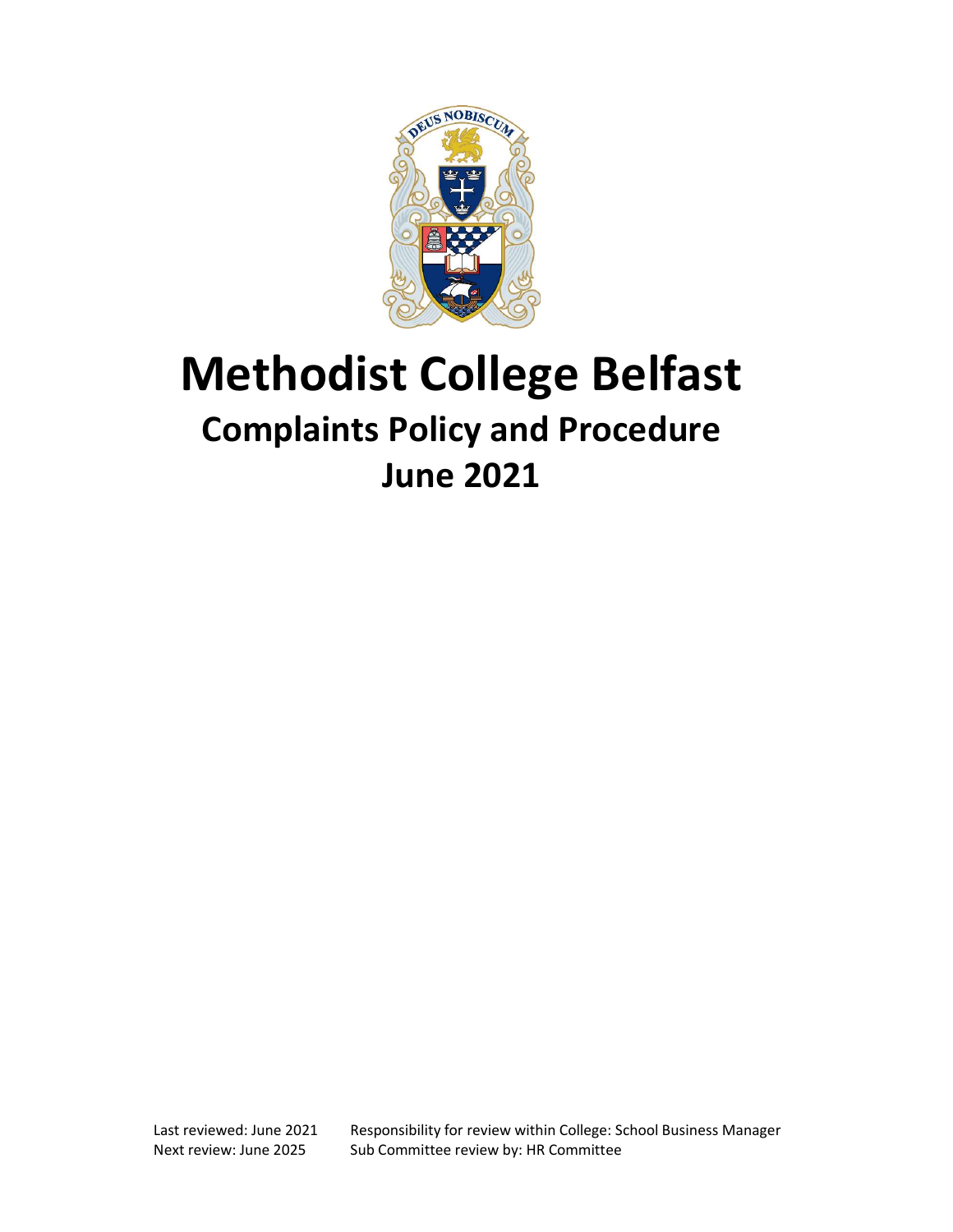# Methodist College Belfast

## Complaints Policy and Procedure

## June 2021

Last reviewed: June 2021 Responsibility for review within College: School Business Manager
Next review: June 2025 Sub Committee review by: HR Committee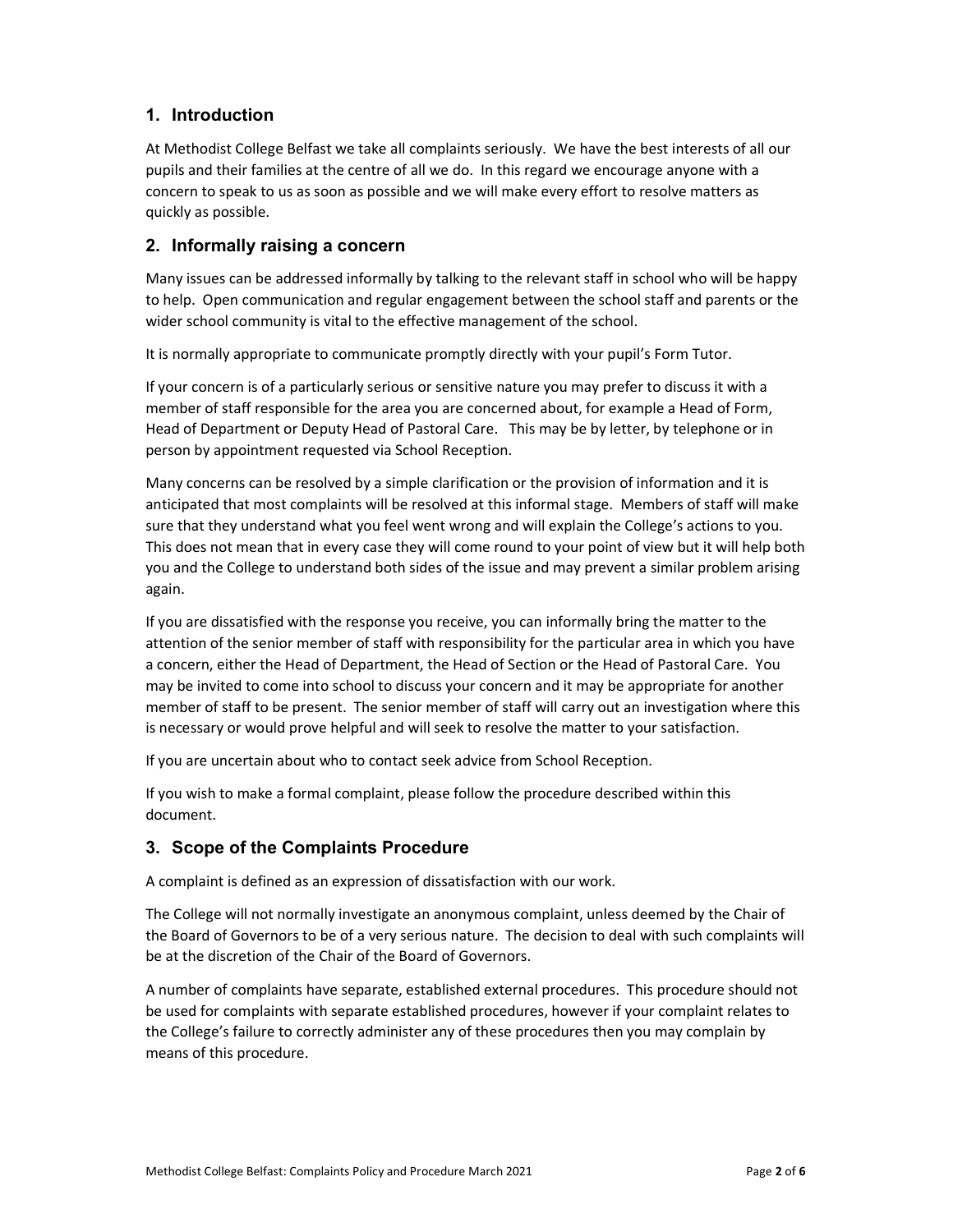## 1. Introduction

At Methodist College Belfast we take all complaints seriously. We have the best interests of all our pupils and their families at the centre of all we do. In this regard we encourage anyone with a concern to speak to us as soon as possible and we will make every effort to resolve matters as quickly as possible.

## 2. Informally raising a concern

Many issues can be addressed informally by talking to the relevant staff in school who will be happy to help. Open communication and regular engagement between the school staff and parents or the wider school community is vital to the effective management of the school.

It is normally appropriate to communicate promptly directly with your pupil's Form Tutor.

If your concern is of a particularly serious or sensitive nature you may prefer to discuss it with a member of staff responsible for the area you are concerned about, for example a Head of Form, Head of Department or Deputy Head of Pastoral Care. This may be by letter, by telephone or in person by appointment requested via School Reception.

Many concerns can be resolved by a simple clarification or the provision of information and it is anticipated that most complaints will be resolved at this informal stage. Members of staff will make sure that they understand what you feel went wrong and will explain the College's actions to you. This does not mean that in every case they will come round to your point of view but it will help both you and the College to understand both sides of the issue and may prevent a similar problem arising again.

If you are dissatisfied with the response you receive, you can informally bring the matter to the attention of the senior member of staff with responsibility for the particular area in which you have a concern, either the Head of Department, the Head of Section or the Head of Pastoral Care. You may be invited to come into school to discuss your concern and it may be appropriate for another member of staff to be present. The senior member of staff will carry out an investigation where this is necessary or would prove helpful and will seek to resolve the matter to your satisfaction.

If you are uncertain about who to contact seek advice from School Reception.

If you wish to make a formal complaint, please follow the procedure described within this document.

## 3. Scope of the Complaints Procedure

A complaint is defined as an expression of dissatisfaction with our work.

The College will not normally investigate an anonymous complaint, unless deemed by the Chair of the Board of Governors to be of a very serious nature. The decision to deal with such complaints will be at the discretion of the Chair of the Board of Governors.

A number of complaints have separate, established external procedures. This procedure should not be used for complaints with separate established procedures, however if your complaint relates to the College's failure to correctly administer any of these procedures then you may complain by means of this procedure.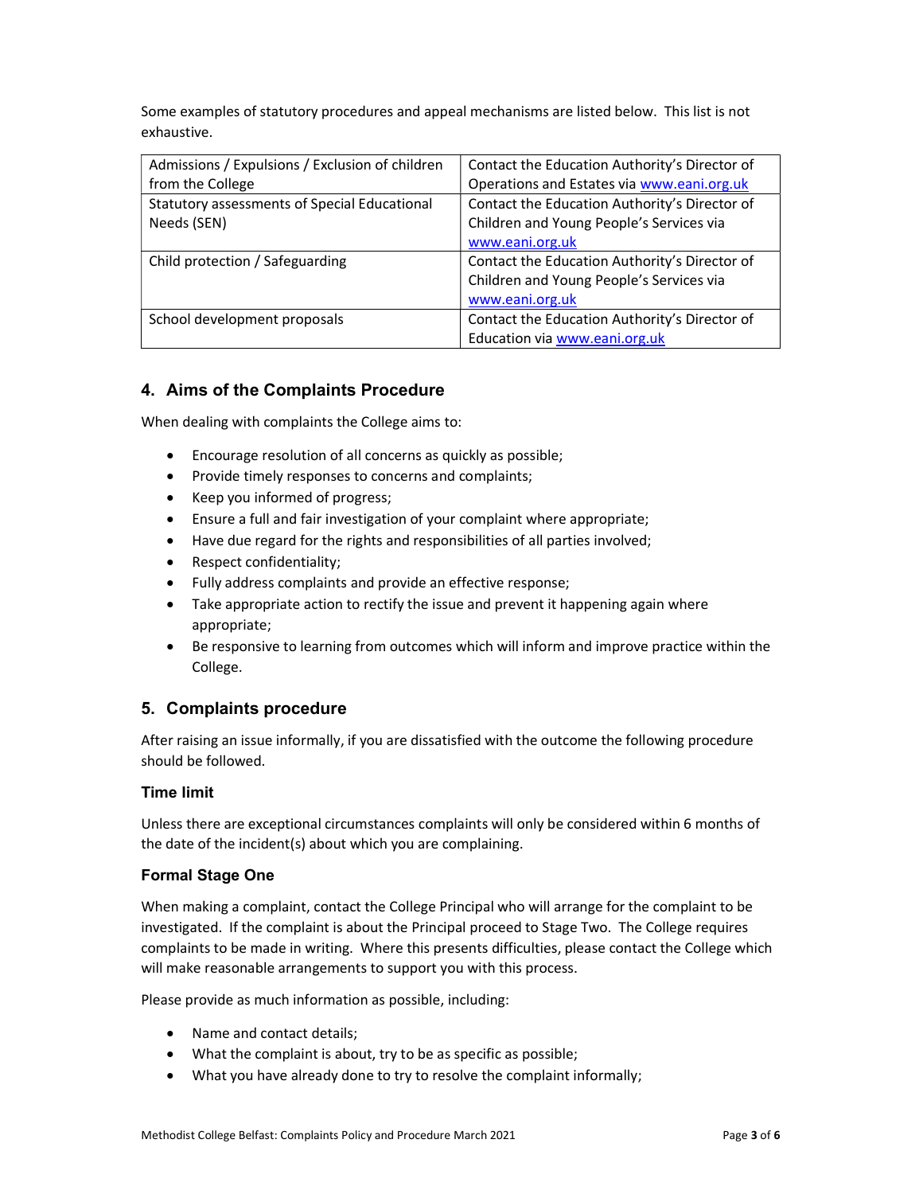Some examples of statutory procedures and appeal mechanisms are listed below. This list is not exhaustive.

| | |
|---|---|
| Admissions / Expulsions / Exclusion of children from the College | Contact the Education Authority's Director of Operations and Estates via [www.eani.org.uk](http://www.eani.org.uk) |
| Statutory assessments of Special Educational Needs (SEN) | Contact the Education Authority's Director of Children and Young People's Services via [www.eani.org.uk](http://www.eani.org.uk) |
| Child protection / Safeguarding | Contact the Education Authority's Director of Children and Young People's Services via [www.eani.org.uk](http://www.eani.org.uk) |
| School development proposals | Contact the Education Authority's Director of Education via [www.eani.org.uk](http://www.eani.org.uk) |

## 4. Aims of the Complaints Procedure

When dealing with complaints the College aims to:

- Encourage resolution of all concerns as quickly as possible;
- Provide timely responses to concerns and complaints;
- Keep you informed of progress;
- Ensure a full and fair investigation of your complaint where appropriate;
- Have due regard for the rights and responsibilities of all parties involved;
- Respect confidentiality;
- Fully address complaints and provide an effective response;
- Take appropriate action to rectify the issue and prevent it happening again where appropriate;
- Be responsive to learning from outcomes which will inform and improve practice within the College.

## 5. Complaints procedure

After raising an issue informally, if you are dissatisfied with the outcome the following procedure should be followed.

### Time limit

Unless there are exceptional circumstances complaints will only be considered within 6 months of the date of the incident(s) about which you are complaining.

### Formal Stage One

When making a complaint, contact the College Principal who will arrange for the complaint to be investigated. If the complaint is about the Principal proceed to Stage Two. The College requires complaints to be made in writing. Where this presents difficulties, please contact the College which will make reasonable arrangements to support you with this process.

Please provide as much information as possible, including:

- Name and contact details;
- What the complaint is about, try to be as specific as possible;
- What you have already done to try to resolve the complaint informally;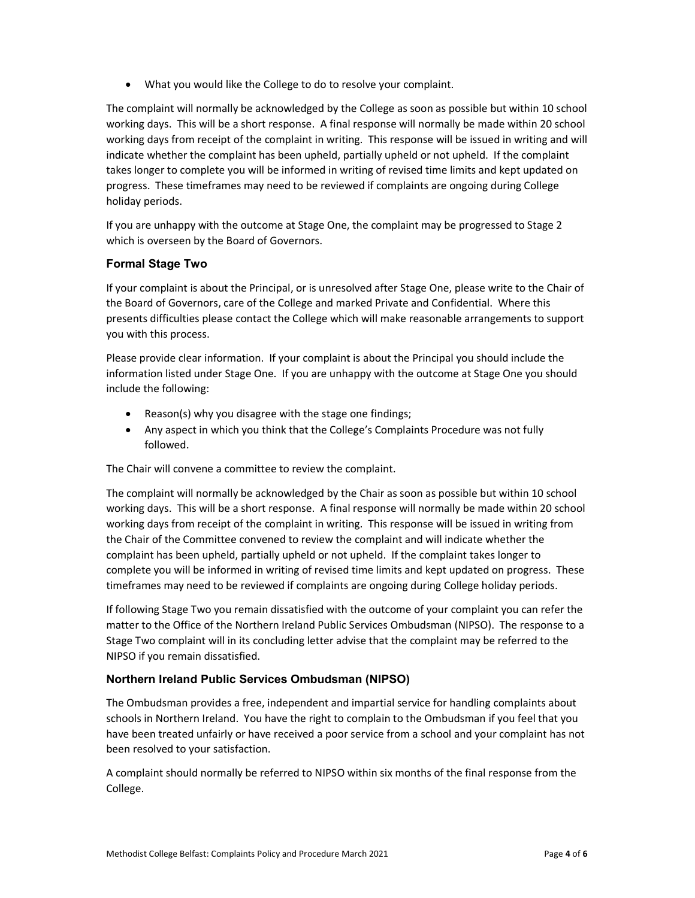- What you would like the College to do to resolve your complaint.

The complaint will normally be acknowledged by the College as soon as possible but within 10 school working days. This will be a short response. A final response will normally be made within 20 school working days from receipt of the complaint in writing. This response will be issued in writing and will indicate whether the complaint has been upheld, partially upheld or not upheld. If the complaint takes longer to complete you will be informed in writing of revised time limits and kept updated on progress. These timeframes may need to be reviewed if complaints are ongoing during College holiday periods.

If you are unhappy with the outcome at Stage One, the complaint may be progressed to Stage 2 which is overseen by the Board of Governors.

### Formal Stage Two

If your complaint is about the Principal, or is unresolved after Stage One, please write to the Chair of the Board of Governors, care of the College and marked Private and Confidential. Where this presents difficulties please contact the College which will make reasonable arrangements to support you with this process.

Please provide clear information. If your complaint is about the Principal you should include the information listed under Stage One. If you are unhappy with the outcome at Stage One you should include the following:

- Reason(s) why you disagree with the stage one findings;
- Any aspect in which you think that the College's Complaints Procedure was not fully followed.

The Chair will convene a committee to review the complaint.

The complaint will normally be acknowledged by the Chair as soon as possible but within 10 school working days. This will be a short response. A final response will normally be made within 20 school working days from receipt of the complaint in writing. This response will be issued in writing from the Chair of the Committee convened to review the complaint and will indicate whether the complaint has been upheld, partially upheld or not upheld. If the complaint takes longer to complete you will be informed in writing of revised time limits and kept updated on progress. These timeframes may need to be reviewed if complaints are ongoing during College holiday periods.

If following Stage Two you remain dissatisfied with the outcome of your complaint you can refer the matter to the Office of the Northern Ireland Public Services Ombudsman (NIPSO). The response to a Stage Two complaint will in its concluding letter advise that the complaint may be referred to the NIPSO if you remain dissatisfied.

### Northern Ireland Public Services Ombudsman (NIPSO)

The Ombudsman provides a free, independent and impartial service for handling complaints about schools in Northern Ireland. You have the right to complain to the Ombudsman if you feel that you have been treated unfairly or have received a poor service from a school and your complaint has not been resolved to your satisfaction.

A complaint should normally be referred to NIPSO within six months of the final response from the College.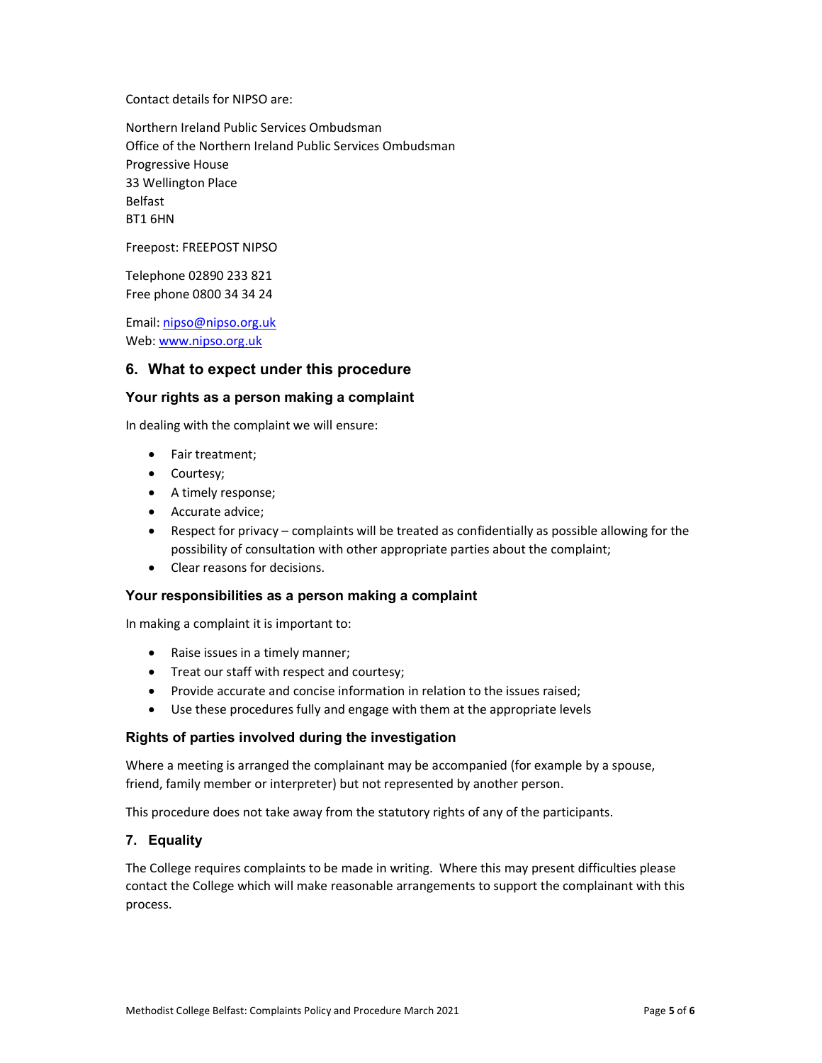Contact details for NIPSO are:

Northern Ireland Public Services Ombudsman
Office of the Northern Ireland Public Services Ombudsman
Progressive House
33 Wellington Place
Belfast
BT1 6HN

Freepost: FREEPOST NIPSO

Telephone 02890 233 821
Free phone 0800 34 34 24

Email: nipso@nipso.org.uk
Web: www.nipso.org.uk

## 6. What to expect under this procedure

### Your rights as a person making a complaint

In dealing with the complaint we will ensure:

- Fair treatment;
- Courtesy;
- A timely response;
- Accurate advice;
- Respect for privacy – complaints will be treated as confidentially as possible allowing for the possibility of consultation with other appropriate parties about the complaint;
- Clear reasons for decisions.

### Your responsibilities as a person making a complaint

In making a complaint it is important to:

- Raise issues in a timely manner;
- Treat our staff with respect and courtesy;
- Provide accurate and concise information in relation to the issues raised;
- Use these procedures fully and engage with them at the appropriate levels

### Rights of parties involved during the investigation

Where a meeting is arranged the complainant may be accompanied (for example by a spouse, friend, family member or interpreter) but not represented by another person.

This procedure does not take away from the statutory rights of any of the participants.

## 7. Equality

The College requires complaints to be made in writing. Where this may present difficulties please contact the College which will make reasonable arrangements to support the complainant with this process.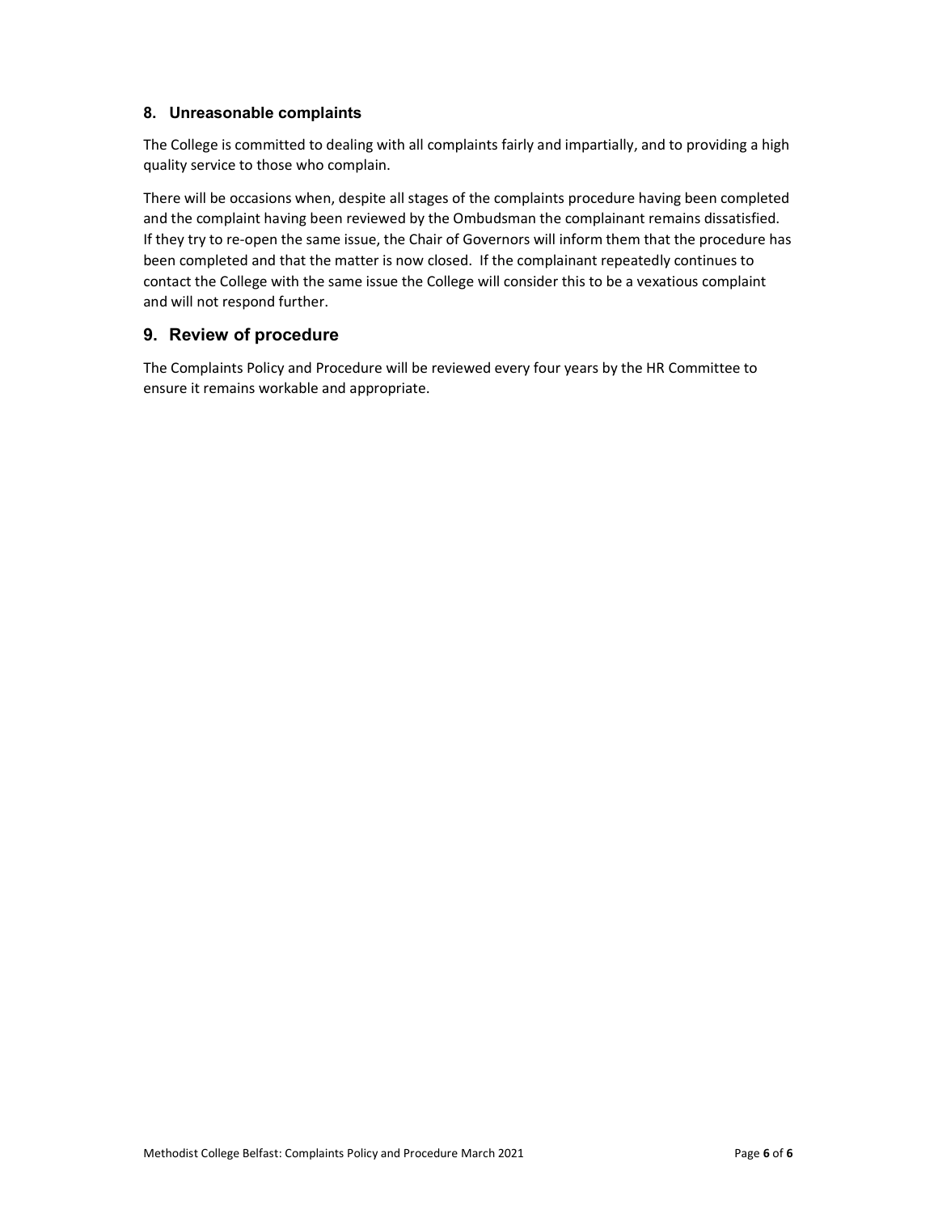## 8. Unreasonable complaints

The College is committed to dealing with all complaints fairly and impartially, and to providing a high quality service to those who complain.

There will be occasions when, despite all stages of the complaints procedure having been completed and the complaint having been reviewed by the Ombudsman the complainant remains dissatisfied. If they try to re-open the same issue, the Chair of Governors will inform them that the procedure has been completed and that the matter is now closed. If the complainant repeatedly continues to contact the College with the same issue the College will consider this to be a vexatious complaint and will not respond further.

## 9. Review of procedure

The Complaints Policy and Procedure will be reviewed every four years by the HR Committee to ensure it remains workable and appropriate.